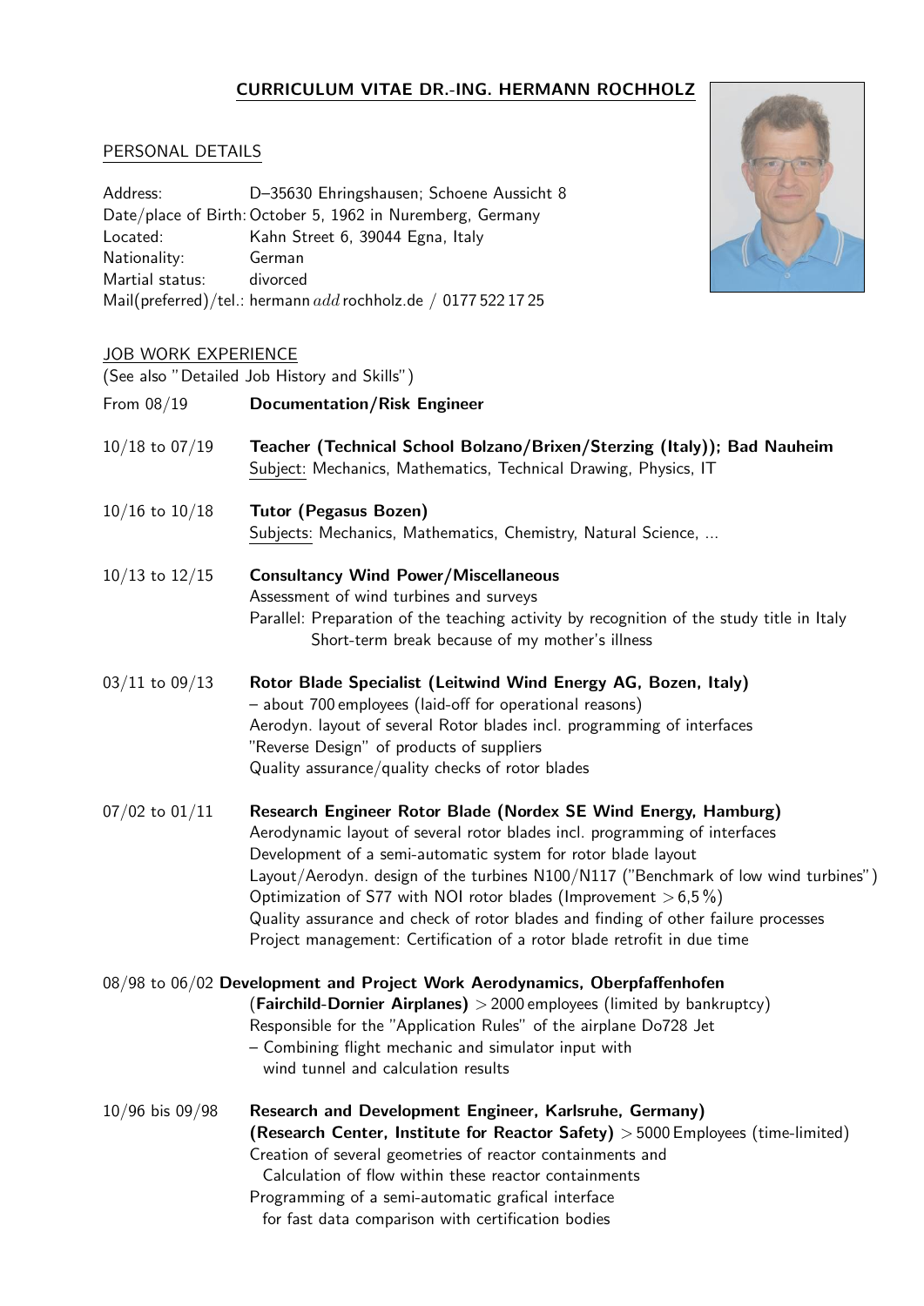# CURRICULUM VITAE DR.-ING. HERMANN ROCHHOLZ

## PERSONAL DETAILS

| | |
|---|---|
| Address: | D–35630 Ehringshausen; Schoene Aussicht 8 |
| Date/place of Birth: | October 5, 1962 in Nuremberg, Germany |
| Located: | Kahn Street 6, 39044 Egna, Italy |
| Nationality: | German |
| Martial status: | divorced |
| Mail(preferred)/tel.: | hermann $add$ rochholz.de / 0177 522 17 25 |

## JOB WORK EXPERIENCE

(See also "Detailed Job History and Skills")

**From 08/19** — **Documentation/Risk Engineer**

**10/18 to 07/19** — **Teacher (Technical School Bolzano/Brixen/Sterzing (Italy)); Bad Nauheim**
Subject: Mechanics, Mathematics, Technical Drawing, Physics, IT

**10/16 to 10/18** — **Tutor (Pegasus Bozen)**
Subjects: Mechanics, Mathematics, Chemistry, Natural Science, ...

**10/13 to 12/15** — **Consultancy Wind Power/Miscellaneous**
Assessment of wind turbines and surveys
Parallel: Preparation of the teaching activity by recognition of the study title in Italy
Short-term break because of my mother's illness

**03/11 to 09/13** — **Rotor Blade Specialist (Leitwind Wind Energy AG, Bozen, Italy)**
– about 700 employees (laid-off for operational reasons)
Aerodyn. layout of several Rotor blades incl. programming of interfaces
"Reverse Design" of products of suppliers
Quality assurance/quality checks of rotor blades

**07/02 to 01/11** — **Research Engineer Rotor Blade (Nordex SE Wind Energy, Hamburg)**
Aerodynamic layout of several rotor blades incl. programming of interfaces
Development of a semi-automatic system for rotor blade layout
Layout/Aerodyn. design of the turbines N100/N117 ("Benchmark of low wind turbines")
Optimization of S77 with NOI rotor blades (Improvement > 6,5 %)
Quality assurance and check of rotor blades and finding of other failure processes
Project management: Certification of a rotor blade retrofit in due time

**08/98 to 06/02** — **Development and Project Work Aerodynamics, Oberpfaffenhofen**
**(Fairchild-Dornier Airplanes)** > 2000 employees (limited by bankruptcy)
Responsible for the "Application Rules" of the airplane Do728 Jet
– Combining flight mechanic and simulator input with
wind tunnel and calculation results

**10/96 bis 09/98** — **Research and Development Engineer, Karlsruhe, Germany)**
**(Research Center, Institute for Reactor Safety)** > 5000 Employees (time-limited)
Creation of several geometries of reactor containments and
Calculation of flow within these reactor containments
Programming of a semi-automatic grafical interface
for fast data comparison with certification bodies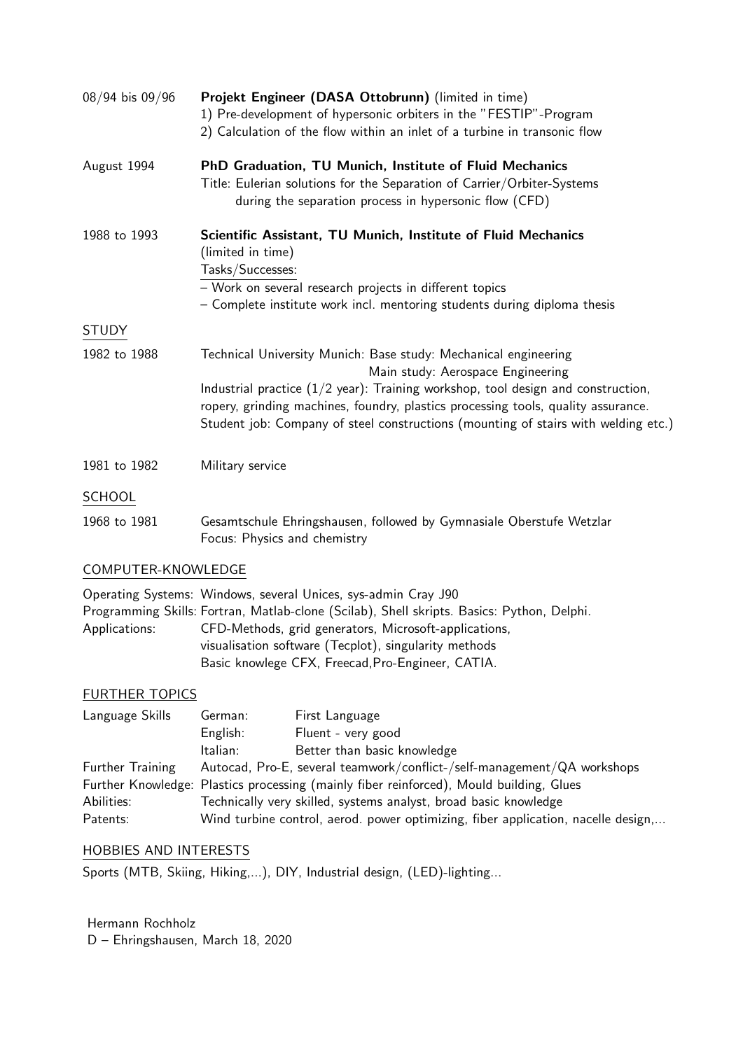| | |
|---|---|
| 08/94 bis 09/96 | **Projekt Engineer (DASA Ottobrunn)** (limited in time)<br>1) Pre-development of hypersonic orbiters in the "FESTIP"-Program<br>2) Calculation of the flow within an inlet of a turbine in transonic flow |
| August 1994 | **PhD Graduation, TU Munich, Institute of Fluid Mechanics**<br>Title: Eulerian solutions for the Separation of Carrier/Orbiter-Systems during the separation process in hypersonic flow (CFD) |
| 1988 to 1993 | **Scientific Assistant, TU Munich, Institute of Fluid Mechanics**<br>(limited in time)<br>Tasks/Successes:<br>– Work on several research projects in different topics<br>– Complete institute work incl. mentoring students during diploma thesis |

## STUDY

| | |
|---|---|
| 1982 to 1988 | Technical University Munich: Base study: Mechanical engineering<br>Main study: Aerospace Engineering<br>Industrial practice (1/2 year): Training workshop, tool design and construction, ropery, grinding machines, foundry, plastics processing tools, quality assurance.<br>Student job: Company of steel constructions (mounting of stairs with welding etc.) |
| 1981 to 1982 | Military service |

## SCHOOL

| | |
|---|---|
| 1968 to 1981 | Gesamtschule Ehringshausen, followed by Gymnasiale Oberstufe Wetzlar<br>Focus: Physics and chemistry |

## COMPUTER-KNOWLEDGE

Operating Systems: Windows, several Unices, sys-admin Cray J90
Programming Skills: Fortran, Matlab-clone (Scilab), Shell skripts. Basics: Python, Delphi.
Applications: CFD-Methods, grid generators, Microsoft-applications, visualisation software (Tecplot), singularity methods
Basic knowlege CFX, Freecad,Pro-Engineer, CATIA.

## FURTHER TOPICS

| | | |
|---|---|---|
| Language Skills | German: | First Language |
| | English: | Fluent - very good |
| | Italian: | Better than basic knowledge |

Further Training: Autocad, Pro-E, several teamwork/conflict-/self-management/QA workshops
Further Knowledge: Plastics processing (mainly fiber reinforced), Mould building, Glues
Abilities: Technically very skilled, systems analyst, broad basic knowledge
Patents: Wind turbine control, aerod. power optimizing, fiber application, nacelle design,...

## HOBBIES AND INTERESTS

Sports (MTB, Skiing, Hiking,...), DIY, Industrial design, (LED)-lighting...

Hermann Rochholz
D – Ehringshausen, March 18, 2020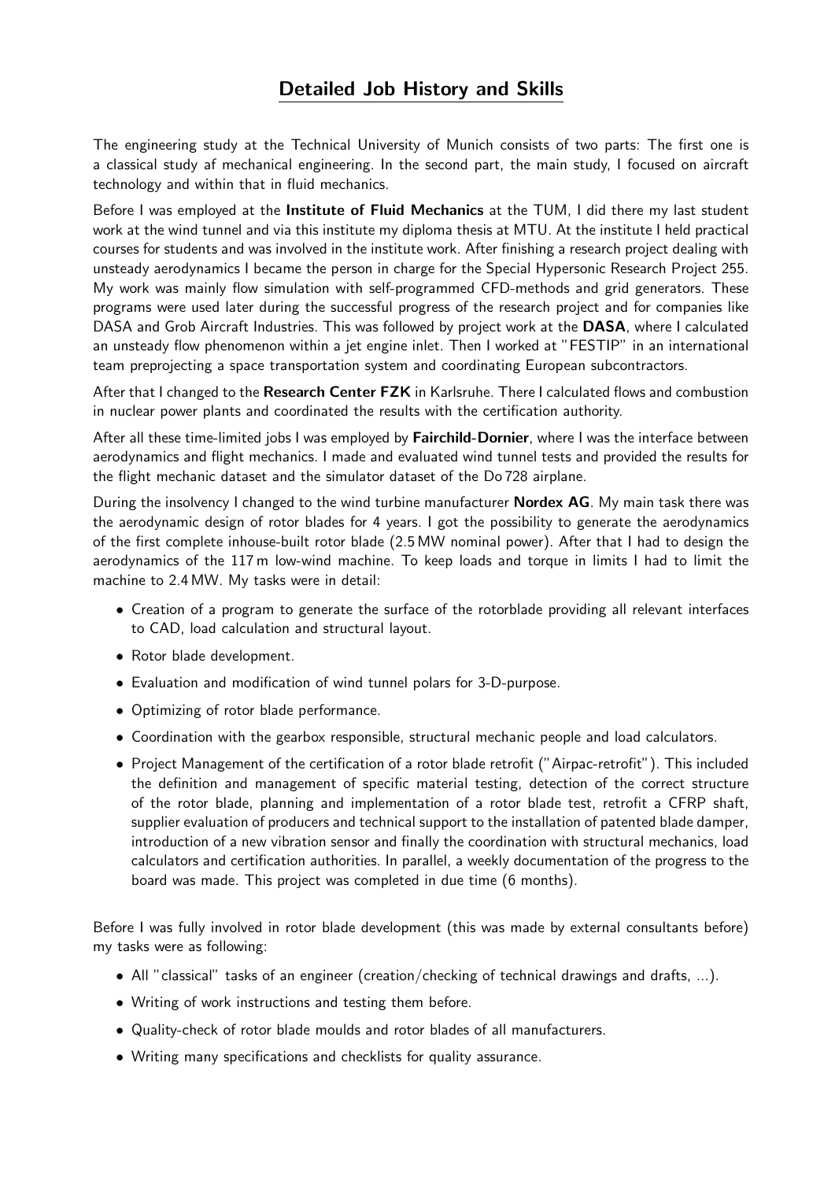# Detailed Job History and Skills

The engineering study at the Technical University of Munich consists of two parts: The first one is a classical study af mechanical engineering. In the second part, the main study, I focused on aircraft technology and within that in fluid mechanics.

Before I was employed at the **Institute of Fluid Mechanics** at the TUM, I did there my last student work at the wind tunnel and via this institute my diploma thesis at MTU. At the institute I held practical courses for students and was involved in the institute work. After finishing a research project dealing with unsteady aerodynamics I became the person in charge for the Special Hypersonic Research Project 255. My work was mainly flow simulation with self-programmed CFD-methods and grid generators. These programs were used later during the successful progress of the research project and for companies like DASA and Grob Aircraft Industries. This was followed by project work at the **DASA**, where I calculated an unsteady flow phenomenon within a jet engine inlet. Then I worked at "FESTIP" in an international team preprojecting a space transportation system and coordinating European subcontractors.

After that I changed to the **Research Center FZK** in Karlsruhe. There I calculated flows and combustion in nuclear power plants and coordinated the results with the certification authority.

After all these time-limited jobs I was employed by **Fairchild-Dornier**, where I was the interface between aerodynamics and flight mechanics. I made and evaluated wind tunnel tests and provided the results for the flight mechanic dataset and the simulator dataset of the Do 728 airplane.

During the insolvency I changed to the wind turbine manufacturer **Nordex AG**. My main task there was the aerodynamic design of rotor blades for 4 years. I got the possibility to generate the aerodynamics of the first complete inhouse-built rotor blade (2.5 MW nominal power). After that I had to design the aerodynamics of the 117 m low-wind machine. To keep loads and torque in limits I had to limit the machine to 2.4 MW. My tasks were in detail:

- Creation of a program to generate the surface of the rotorblade providing all relevant interfaces to CAD, load calculation and structural layout.
- Rotor blade development.
- Evaluation and modification of wind tunnel polars for 3-D-purpose.
- Optimizing of rotor blade performance.
- Coordination with the gearbox responsible, structural mechanic people and load calculators.
- Project Management of the certification of a rotor blade retrofit ("Airpac-retrofit"). This included the definition and management of specific material testing, detection of the correct structure of the rotor blade, planning and implementation of a rotor blade test, retrofit a CFRP shaft, supplier evaluation of producers and technical support to the installation of patented blade damper, introduction of a new vibration sensor and finally the coordination with structural mechanics, load calculators and certification authorities. In parallel, a weekly documentation of the progress to the board was made. This project was completed in due time (6 months).

Before I was fully involved in rotor blade development (this was made by external consultants before) my tasks were as following:

- All "classical" tasks of an engineer (creation/checking of technical drawings and drafts, ...).
- Writing of work instructions and testing them before.
- Quality-check of rotor blade moulds and rotor blades of all manufacturers.
- Writing many specifications and checklists for quality assurance.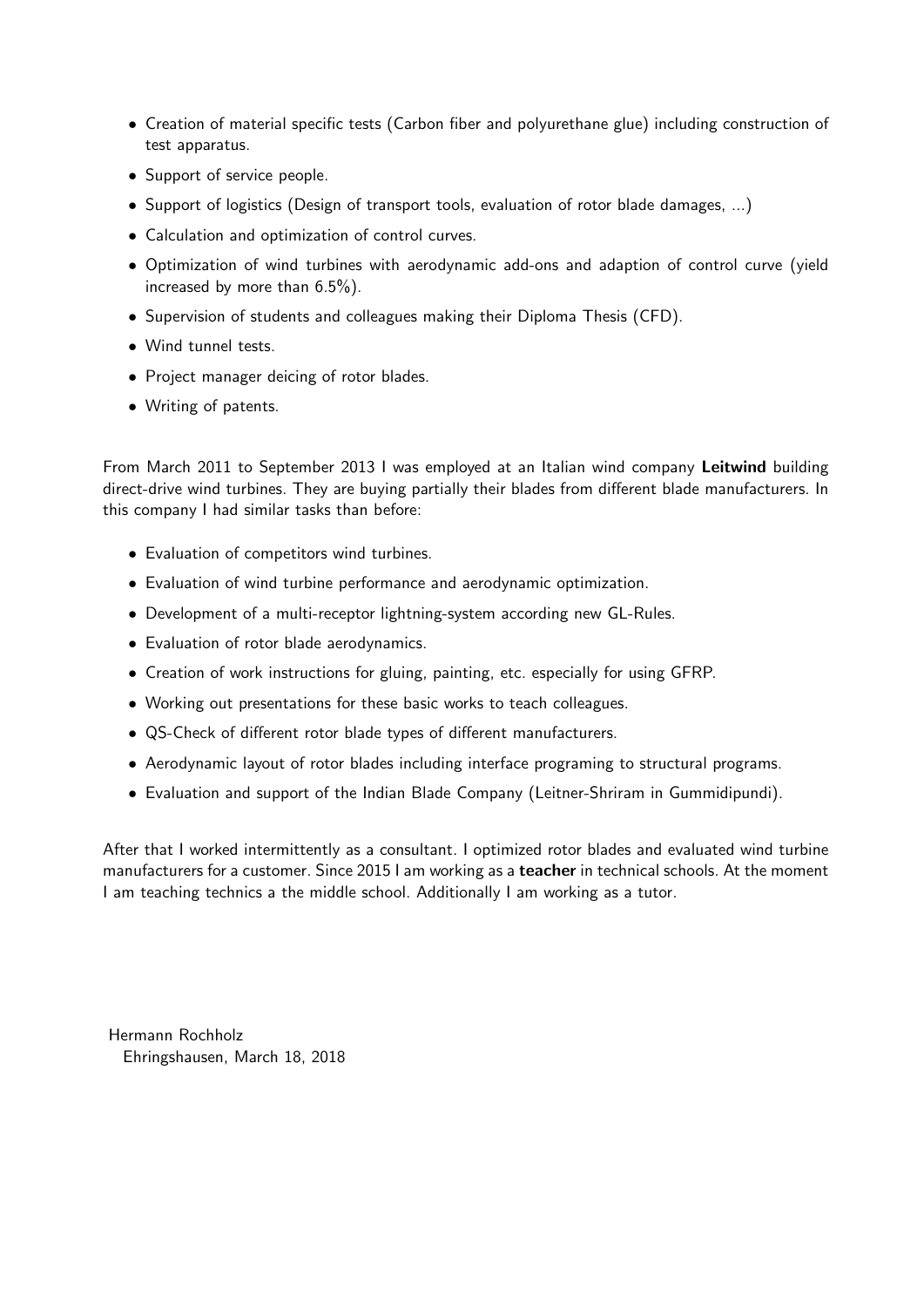- Creation of material specific tests (Carbon fiber and polyurethane glue) including construction of test apparatus.
- Support of service people.
- Support of logistics (Design of transport tools, evaluation of rotor blade damages, ...)
- Calculation and optimization of control curves.
- Optimization of wind turbines with aerodynamic add-ons and adaption of control curve (yield increased by more than 6.5%).
- Supervision of students and colleagues making their Diploma Thesis (CFD).
- Wind tunnel tests.
- Project manager deicing of rotor blades.
- Writing of patents.

From March 2011 to September 2013 I was employed at an Italian wind company **Leitwind** building direct-drive wind turbines. They are buying partially their blades from different blade manufacturers. In this company I had similar tasks than before:

- Evaluation of competitors wind turbines.
- Evaluation of wind turbine performance and aerodynamic optimization.
- Development of a multi-receptor lightning-system according new GL-Rules.
- Evaluation of rotor blade aerodynamics.
- Creation of work instructions for gluing, painting, etc. especially for using GFRP.
- Working out presentations for these basic works to teach colleagues.
- QS-Check of different rotor blade types of different manufacturers.
- Aerodynamic layout of rotor blades including interface programing to structural programs.
- Evaluation and support of the Indian Blade Company (Leitner-Shriram in Gummidipundi).

After that I worked intermittently as a consultant. I optimized rotor blades and evaluated wind turbine manufacturers for a customer. Since 2015 I am working as a **teacher** in technical schools. At the moment I am teaching technics a the middle school. Additionally I am working as a tutor.

Hermann Rochholz
Ehringshausen, March 18, 2018